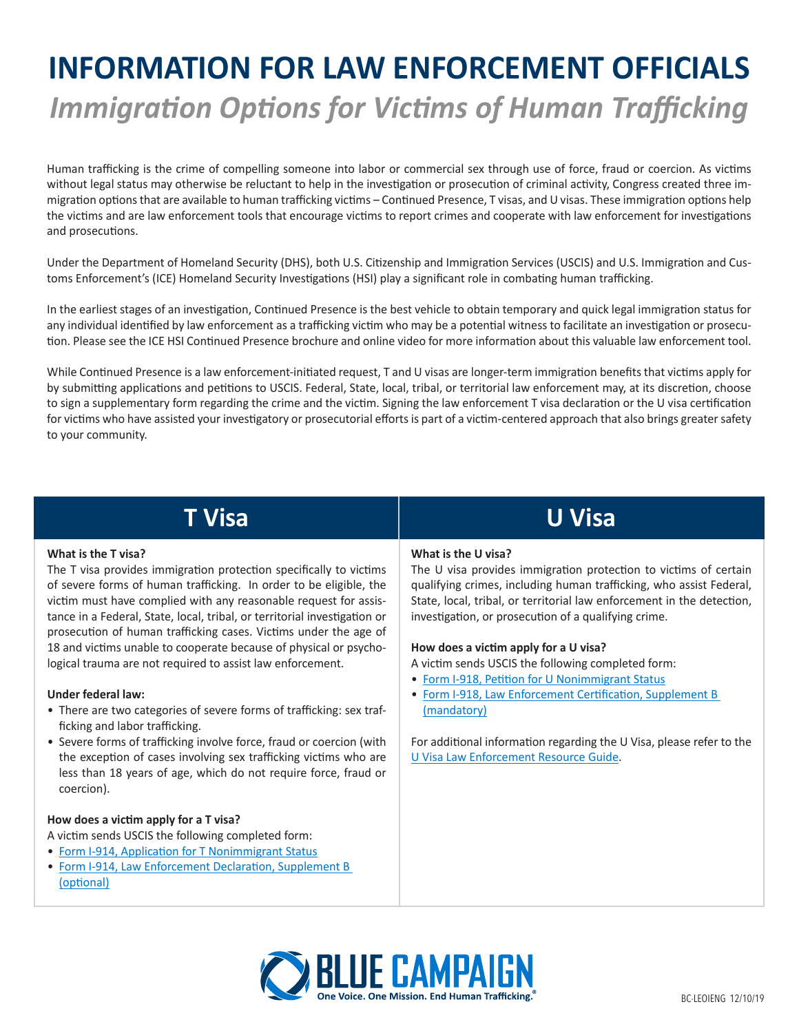# INFORMATION FOR LAW ENFORCEMENT OFFICIALS

## *Immigration Options for Victims of Human Trafficking*

Human trafficking is the crime of compelling someone into labor or commercial sex through use of force, fraud or coercion. As victims without legal status may otherwise be reluctant to help in the investigation or prosecution of criminal activity, Congress created three immigration options that are available to human trafficking victims – Continued Presence, T visas, and U visas. These immigration options help the victims and are law enforcement tools that encourage victims to report crimes and cooperate with law enforcement for investigations and prosecutions.

Under the Department of Homeland Security (DHS), both U.S. Citizenship and Immigration Services (USCIS) and U.S. Immigration and Customs Enforcement's (ICE) Homeland Security Investigations (HSI) play a significant role in combating human trafficking.

In the earliest stages of an investigation, Continued Presence is the best vehicle to obtain temporary and quick legal immigration status for any individual identified by law enforcement as a trafficking victim who may be a potential witness to facilitate an investigation or prosecution. Please see the ICE HSI Continued Presence brochure and online video for more information about this valuable law enforcement tool.

While Continued Presence is a law enforcement-initiated request, T and U visas are longer-term immigration benefits that victims apply for by submitting applications and petitions to USCIS. Federal, State, local, tribal, or territorial law enforcement may, at its discretion, choose to sign a supplementary form regarding the crime and the victim. Signing the law enforcement T visa declaration or the U visa certification for victims who have assisted your investigatory or prosecutorial efforts is part of a victim-centered approach that also brings greater safety to your community.

## T Visa

**What is the T visa?**
The T visa provides immigration protection specifically to victims of severe forms of human trafficking. In order to be eligible, the victim must have complied with any reasonable request for assistance in a Federal, State, local, tribal, or territorial investigation or prosecution of human trafficking cases. Victims under the age of 18 and victims unable to cooperate because of physical or psychological trauma are not required to assist law enforcement.

**Under federal law:**

- There are two categories of severe forms of trafficking: sex trafficking and labor trafficking.
- Severe forms of trafficking involve force, fraud or coercion (with the exception of cases involving sex trafficking victims who are less than 18 years of age, which do not require force, fraud or coercion).

**How does a victim apply for a T visa?**
A victim sends USCIS the following completed form:

- Form I-914, Application for T Nonimmigrant Status
- Form I-914, Law Enforcement Declaration, Supplement B (optional)

## U Visa

**What is the U visa?**
The U visa provides immigration protection to victims of certain qualifying crimes, including human trafficking, who assist Federal, State, local, tribal, or territorial law enforcement in the detection, investigation, or prosecution of a qualifying crime.

**How does a victim apply for a U visa?**
A victim sends USCIS the following completed form:

- Form I-918, Petition for U Nonimmigrant Status
- Form I-918, Law Enforcement Certification, Supplement B (mandatory)

For additional information regarding the U Visa, please refer to the U Visa Law Enforcement Resource Guide.

BLUE CAMPAIGN
One Voice. One Mission. End Human Trafficking.®

BC-LEOIENG 12/10/19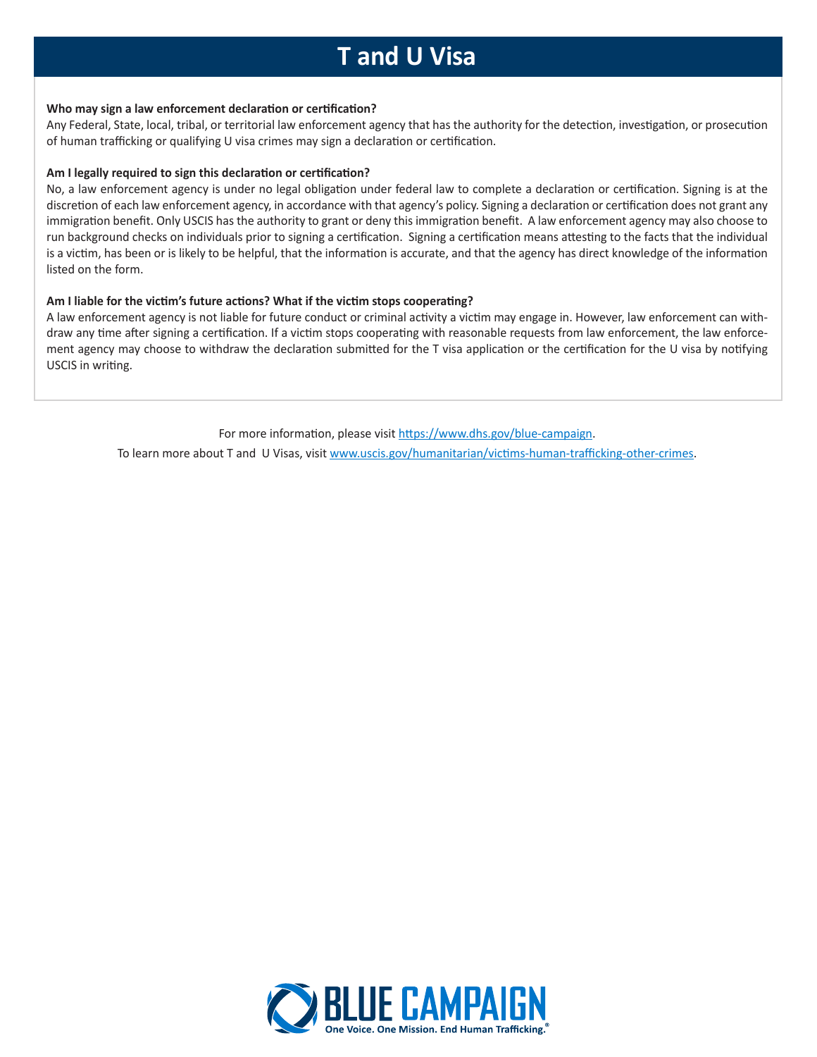# T and U Visa

**Who may sign a law enforcement declaration or certification?**

Any Federal, State, local, tribal, or territorial law enforcement agency that has the authority for the detection, investigation, or prosecution of human trafficking or qualifying U visa crimes may sign a declaration or certification.

**Am I legally required to sign this declaration or certification?**

No, a law enforcement agency is under no legal obligation under federal law to complete a declaration or certification. Signing is at the discretion of each law enforcement agency, in accordance with that agency's policy. Signing a declaration or certification does not grant any immigration benefit. Only USCIS has the authority to grant or deny this immigration benefit. A law enforcement agency may also choose to run background checks on individuals prior to signing a certification. Signing a certification means attesting to the facts that the individual is a victim, has been or is likely to be helpful, that the information is accurate, and that the agency has direct knowledge of the information listed on the form.

**Am I liable for the victim's future actions? What if the victim stops cooperating?**

A law enforcement agency is not liable for future conduct or criminal activity a victim may engage in. However, law enforcement can withdraw any time after signing a certification. If a victim stops cooperating with reasonable requests from law enforcement, the law enforcement agency may choose to withdraw the declaration submitted for the T visa application or the certification for the U visa by notifying USCIS in writing.

For more information, please visit https://www.dhs.gov/blue-campaign.

To learn more about T and U Visas, visit www.uscis.gov/humanitarian/victims-human-trafficking-other-crimes.

BLUE CAMPAIGN

One Voice. One Mission. End Human Trafficking.®